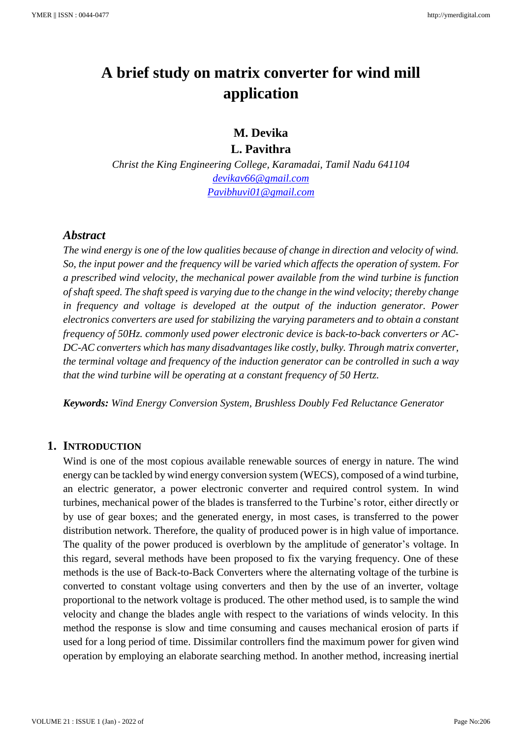# A brief study on matrix converter for wind mill application

**M. Devika**

**L. Pavithra**

*Christ the King Engineering College, Karamadai, Tamil Nadu 641104*

devikav66@gmail.com

Pavibhuvi01@gmail.com

## *Abstract*

*The wind energy is one of the low qualities because of change in direction and velocity of wind. So, the input power and the frequency will be varied which affects the operation of system. For a prescribed wind velocity, the mechanical power available from the wind turbine is function of shaft speed. The shaft speed is varying due to the change in the wind velocity; thereby change in frequency and voltage is developed at the output of the induction generator. Power electronics converters are used for stabilizing the varying parameters and to obtain a constant frequency of 50Hz. commonly used power electronic device is back-to-back converters or AC-DC-AC converters which has many disadvantages like costly, bulky. Through matrix converter, the terminal voltage and frequency of the induction generator can be controlled in such a way that the wind turbine will be operating at a constant frequency of 50 Hertz.*

***Keywords:*** *Wind Energy Conversion System, Brushless Doubly Fed Reluctance Generator*

## 1. Introduction

Wind is one of the most copious available renewable sources of energy in nature. The wind energy can be tackled by wind energy conversion system (WECS), composed of a wind turbine, an electric generator, a power electronic converter and required control system. In wind turbines, mechanical power of the blades is transferred to the Turbine's rotor, either directly or by use of gear boxes; and the generated energy, in most cases, is transferred to the power distribution network. Therefore, the quality of produced power is in high value of importance. The quality of the power produced is overblown by the amplitude of generator's voltage. In this regard, several methods have been proposed to fix the varying frequency. One of these methods is the use of Back-to-Back Converters where the alternating voltage of the turbine is converted to constant voltage using converters and then by the use of an inverter, voltage proportional to the network voltage is produced. The other method used, is to sample the wind velocity and change the blades angle with respect to the variations of winds velocity. In this method the response is slow and time consuming and causes mechanical erosion of parts if used for a long period of time. Dissimilar controllers find the maximum power for given wind operation by employing an elaborate searching method. In another method, increasing inertial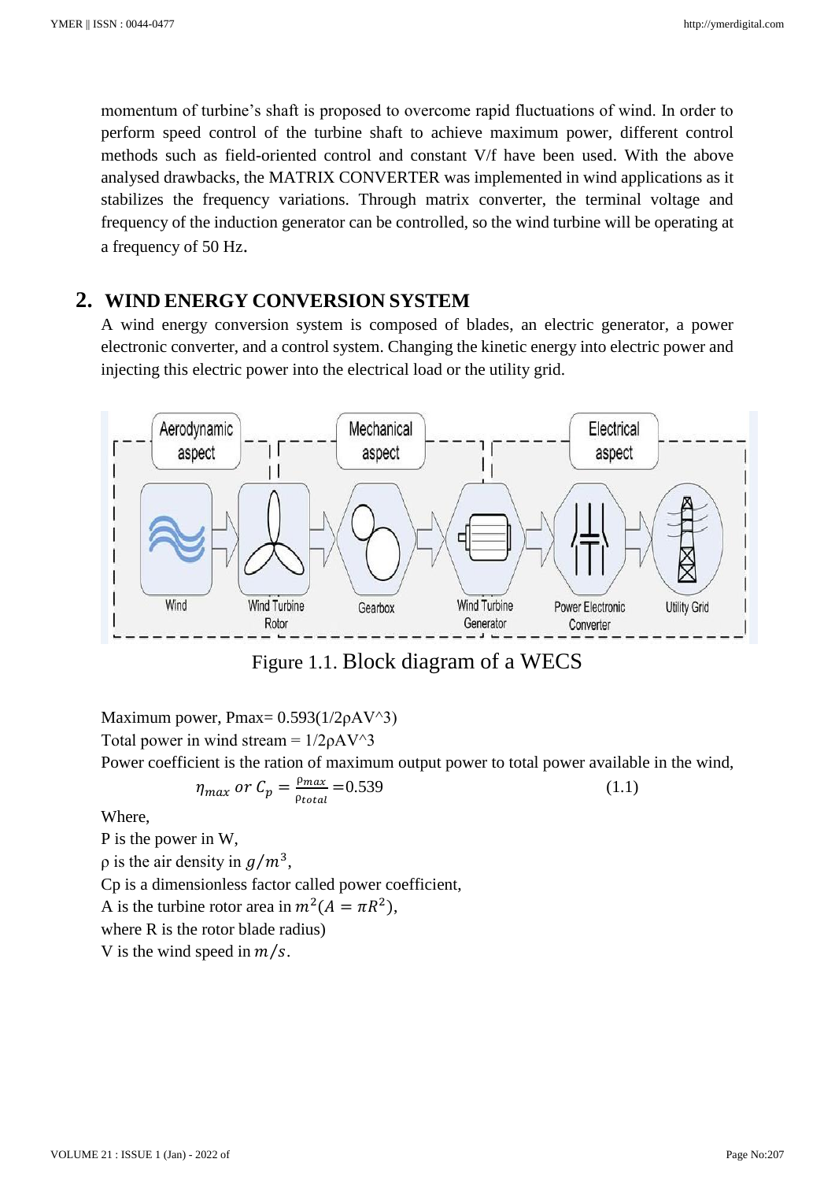momentum of turbine's shaft is proposed to overcome rapid fluctuations of wind. In order to perform speed control of the turbine shaft to achieve maximum power, different control methods such as field-oriented control and constant V/f have been used. With the above analysed drawbacks, the MATRIX CONVERTER was implemented in wind applications as it stabilizes the frequency variations. Through matrix converter, the terminal voltage and frequency of the induction generator can be controlled, so the wind turbine will be operating at a frequency of 50 Hz.

## 2. WIND ENERGY CONVERSION SYSTEM

A wind energy conversion system is composed of blades, an electric generator, a power electronic converter, and a control system. Changing the kinetic energy into electric power and injecting this electric power into the electrical load or the utility grid.

Figure 1.1. Block diagram of a WECS

Maximum power, Pmax= 0.593(1/2ρAV^3)

Total power in wind stream = 1/2ρAV^3

Power coefficient is the ration of maximum output power to total power available in the wind,

$$\eta_{max} \text{ or } C_p = \frac{\rho_{max}}{\rho_{total}} = 0.539 \qquad (1.1)$$

Where,

P is the power in W,

ρ is the air density in $g/m^3$,

Cp is a dimensionless factor called power coefficient,

A is the turbine rotor area in $m^2 (A = \pi R^2)$,

where R is the rotor blade radius)

V is the wind speed in $m/s$.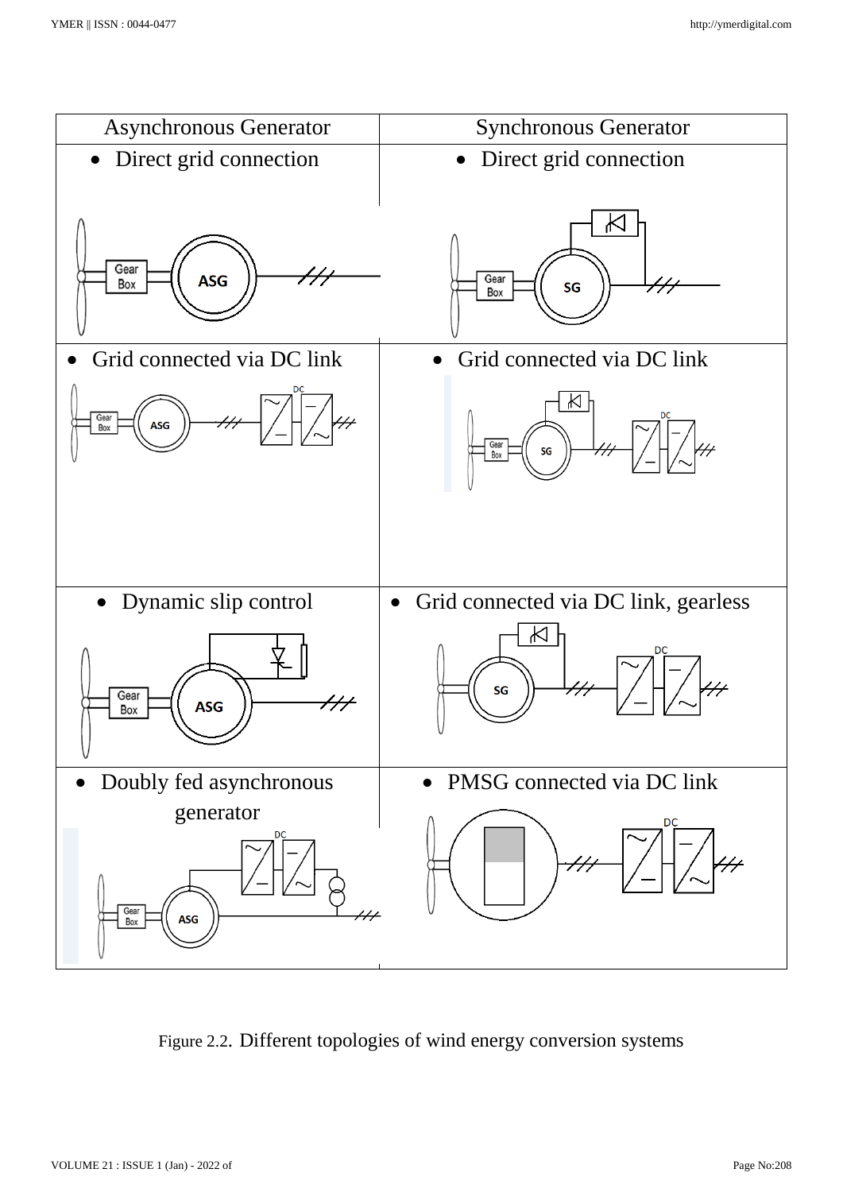| Asynchronous Generator | Synchronous Generator |
|---|---|
| • Direct grid connection | • Direct grid connection |
| • Grid connected via DC link | • Grid connected via DC link |
| • Dynamic slip control | • Grid connected via DC link, gearless |
| • Doubly fed asynchronous generator | • PMSG connected via DC link |

Figure 2.2. Different topologies of wind energy conversion systems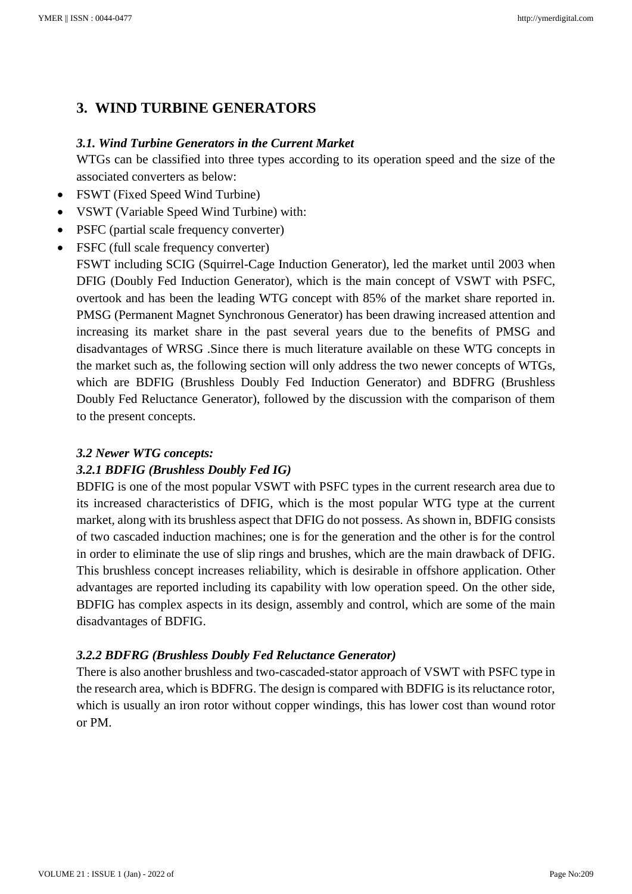## 3. WIND TURBINE GENERATORS

### *3.1. Wind Turbine Generators in the Current Market*

WTGs can be classified into three types according to its operation speed and the size of the associated converters as below:

- FSWT (Fixed Speed Wind Turbine)
- VSWT (Variable Speed Wind Turbine) with:
- PSFC (partial scale frequency converter)
- FSFC (full scale frequency converter)

FSWT including SCIG (Squirrel-Cage Induction Generator), led the market until 2003 when DFIG (Doubly Fed Induction Generator), which is the main concept of VSWT with PSFC, overtook and has been the leading WTG concept with 85% of the market share reported in. PMSG (Permanent Magnet Synchronous Generator) has been drawing increased attention and increasing its market share in the past several years due to the benefits of PMSG and disadvantages of WRSG .Since there is much literature available on these WTG concepts in the market such as, the following section will only address the two newer concepts of WTGs, which are BDFIG (Brushless Doubly Fed Induction Generator) and BDFRG (Brushless Doubly Fed Reluctance Generator), followed by the discussion with the comparison of them to the present concepts.

### *3.2 Newer WTG concepts:*

#### *3.2.1 BDFIG (Brushless Doubly Fed IG)*

BDFIG is one of the most popular VSWT with PSFC types in the current research area due to its increased characteristics of DFIG, which is the most popular WTG type at the current market, along with its brushless aspect that DFIG do not possess. As shown in, BDFIG consists of two cascaded induction machines; one is for the generation and the other is for the control in order to eliminate the use of slip rings and brushes, which are the main drawback of DFIG. This brushless concept increases reliability, which is desirable in offshore application. Other advantages are reported including its capability with low operation speed. On the other side, BDFIG has complex aspects in its design, assembly and control, which are some of the main disadvantages of BDFIG.

#### *3.2.2 BDFRG (Brushless Doubly Fed Reluctance Generator)*

There is also another brushless and two-cascaded-stator approach of VSWT with PSFC type in the research area, which is BDFRG. The design is compared with BDFIG is its reluctance rotor, which is usually an iron rotor without copper windings, this has lower cost than wound rotor or PM.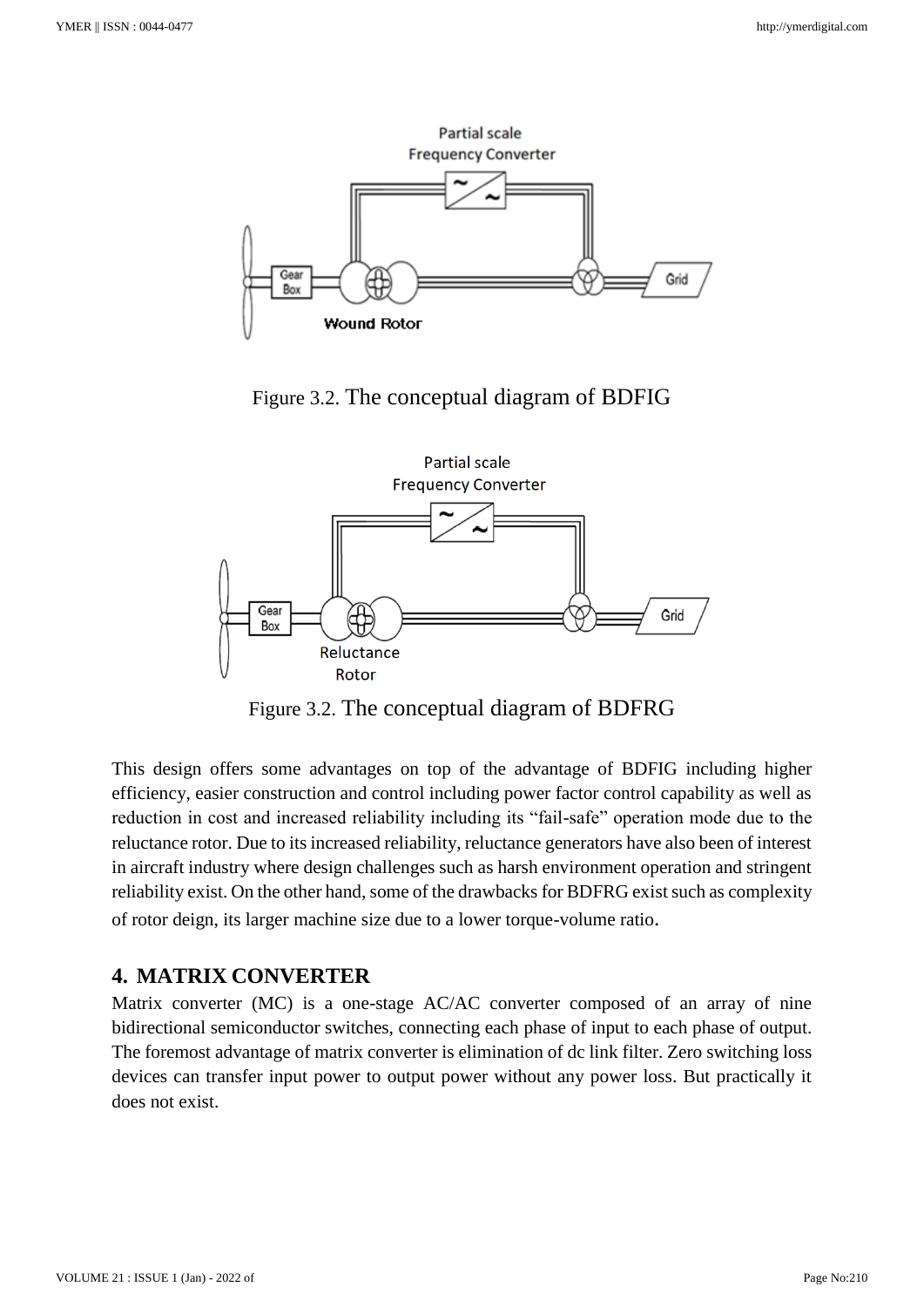Figure 3.2. The conceptual diagram of BDFIG

Figure 3.2. The conceptual diagram of BDFRG

This design offers some advantages on top of the advantage of BDFIG including higher efficiency, easier construction and control including power factor control capability as well as reduction in cost and increased reliability including its "fail-safe" operation mode due to the reluctance rotor. Due to its increased reliability, reluctance generators have also been of interest in aircraft industry where design challenges such as harsh environment operation and stringent reliability exist. On the other hand, some of the drawbacks for BDFRG exist such as complexity of rotor deign, its larger machine size due to a lower torque-volume ratio.

## 4. MATRIX CONVERTER

Matrix converter (MC) is a one-stage AC/AC converter composed of an array of nine bidirectional semiconductor switches, connecting each phase of input to each phase of output. The foremost advantage of matrix converter is elimination of dc link filter. Zero switching loss devices can transfer input power to output power without any power loss. But practically it does not exist.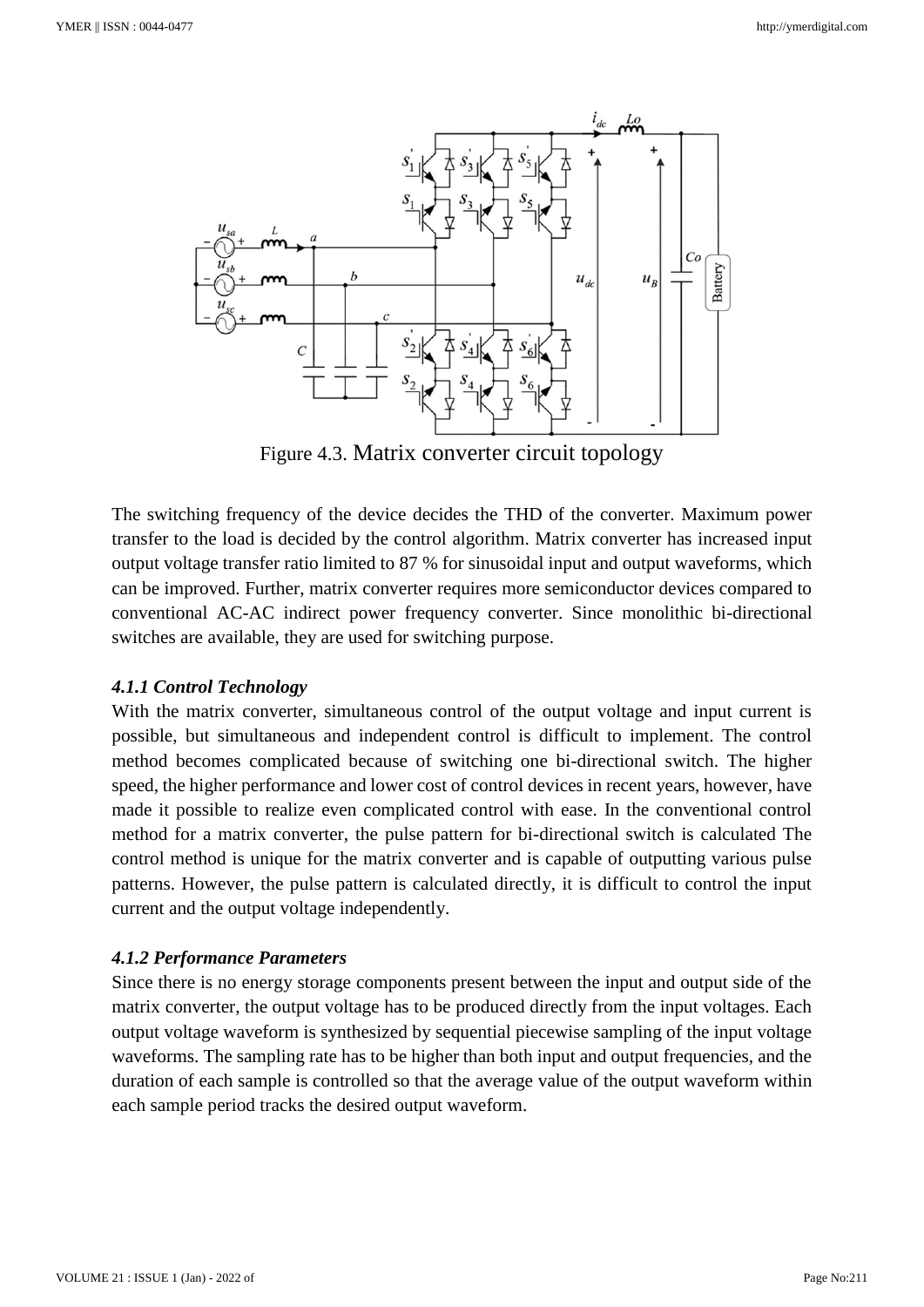Figure 4.3. Matrix converter circuit topology

The switching frequency of the device decides the THD of the converter. Maximum power transfer to the load is decided by the control algorithm. Matrix converter has increased input output voltage transfer ratio limited to 87 % for sinusoidal input and output waveforms, which can be improved. Further, matrix converter requires more semiconductor devices compared to conventional AC-AC indirect power frequency converter. Since monolithic bi-directional switches are available, they are used for switching purpose.

#### *4.1.1 Control Technology*

With the matrix converter, simultaneous control of the output voltage and input current is possible, but simultaneous and independent control is difficult to implement. The control method becomes complicated because of switching one bi-directional switch. The higher speed, the higher performance and lower cost of control devices in recent years, however, have made it possible to realize even complicated control with ease. In the conventional control method for a matrix converter, the pulse pattern for bi-directional switch is calculated The control method is unique for the matrix converter and is capable of outputting various pulse patterns. However, the pulse pattern is calculated directly, it is difficult to control the input current and the output voltage independently.

#### *4.1.2 Performance Parameters*

Since there is no energy storage components present between the input and output side of the matrix converter, the output voltage has to be produced directly from the input voltages. Each output voltage waveform is synthesized by sequential piecewise sampling of the input voltage waveforms. The sampling rate has to be higher than both input and output frequencies, and the duration of each sample is controlled so that the average value of the output waveform within each sample period tracks the desired output waveform.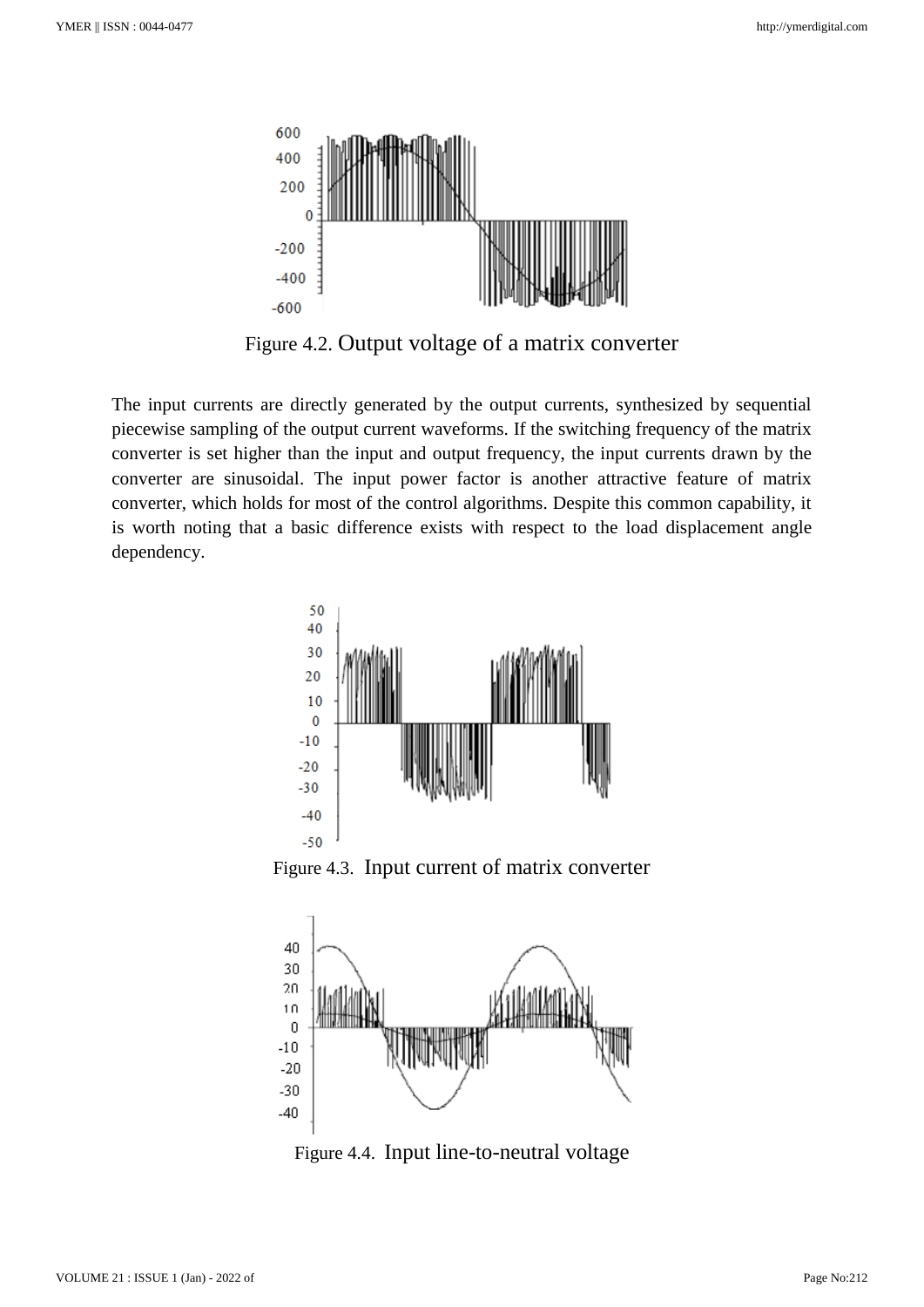Figure 4.2. Output voltage of a matrix converter

The input currents are directly generated by the output currents, synthesized by sequential piecewise sampling of the output current waveforms. If the switching frequency of the matrix converter is set higher than the input and output frequency, the input currents drawn by the converter are sinusoidal. The input power factor is another attractive feature of matrix converter, which holds for most of the control algorithms. Despite this common capability, it is worth noting that a basic difference exists with respect to the load displacement angle dependency.

Figure 4.3. Input current of matrix converter

Figure 4.4. Input line-to-neutral voltage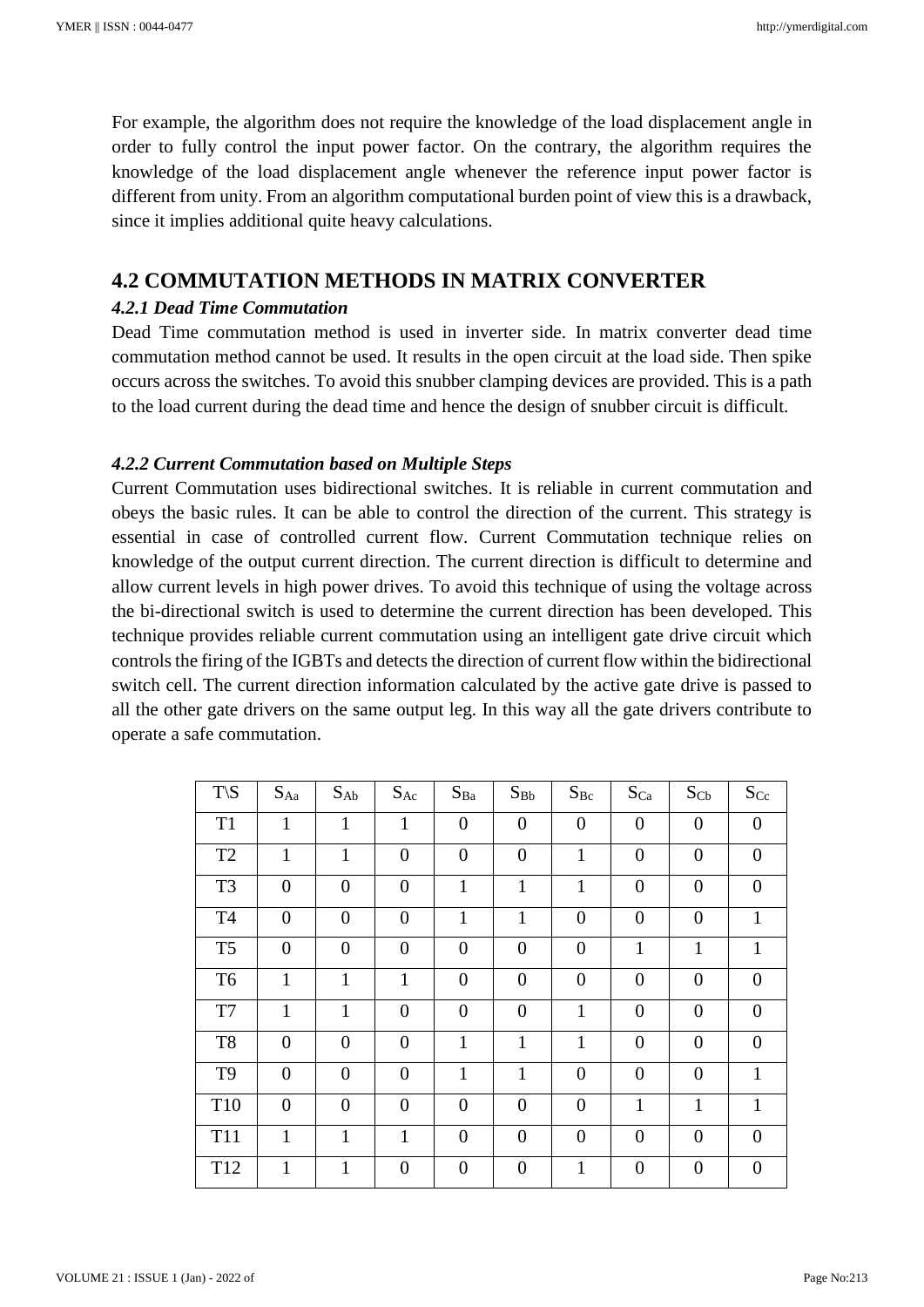For example, the algorithm does not require the knowledge of the load displacement angle in order to fully control the input power factor. On the contrary, the algorithm requires the knowledge of the load displacement angle whenever the reference input power factor is different from unity. From an algorithm computational burden point of view this is a drawback, since it implies additional quite heavy calculations.

## 4.2 COMMUTATION METHODS IN MATRIX CONVERTER

### *4.2.1 Dead Time Commutation*

Dead Time commutation method is used in inverter side. In matrix converter dead time commutation method cannot be used. It results in the open circuit at the load side. Then spike occurs across the switches. To avoid this snubber clamping devices are provided. This is a path to the load current during the dead time and hence the design of snubber circuit is difficult.

### *4.2.2 Current Commutation based on Multiple Steps*

Current Commutation uses bidirectional switches. It is reliable in current commutation and obeys the basic rules. It can be able to control the direction of the current. This strategy is essential in case of controlled current flow. Current Commutation technique relies on knowledge of the output current direction. The current direction is difficult to determine and allow current levels in high power drives. To avoid this technique of using the voltage across the bi-directional switch is used to determine the current direction has been developed. This technique provides reliable current commutation using an intelligent gate drive circuit which controls the firing of the IGBTs and detects the direction of current flow within the bidirectional switch cell. The current direction information calculated by the active gate drive is passed to all the other gate drivers on the same output leg. In this way all the gate drivers contribute to operate a safe commutation.

| T\S | $S_{Aa}$ | $S_{Ab}$ | $S_{Ac}$ | $S_{Ba}$ | $S_{Bb}$ | $S_{Bc}$ | $S_{Ca}$ | $S_{Cb}$ | $S_{Cc}$ |
|---|---|---|---|---|---|---|---|---|---|
| T1 | 1 | 1 | 1 | 0 | 0 | 0 | 0 | 0 | 0 |
| T2 | 1 | 1 | 0 | 0 | 0 | 1 | 0 | 0 | 0 |
| T3 | 0 | 0 | 0 | 1 | 1 | 1 | 0 | 0 | 0 |
| T4 | 0 | 0 | 0 | 1 | 1 | 0 | 0 | 0 | 1 |
| T5 | 0 | 0 | 0 | 0 | 0 | 0 | 1 | 1 | 1 |
| T6 | 1 | 1 | 1 | 0 | 0 | 0 | 0 | 0 | 0 |
| T7 | 1 | 1 | 0 | 0 | 0 | 1 | 0 | 0 | 0 |
| T8 | 0 | 0 | 0 | 1 | 1 | 1 | 0 | 0 | 0 |
| T9 | 0 | 0 | 0 | 1 | 1 | 0 | 0 | 0 | 1 |
| T10 | 0 | 0 | 0 | 0 | 0 | 0 | 1 | 1 | 1 |
| T11 | 1 | 1 | 1 | 0 | 0 | 0 | 0 | 0 | 0 |
| T12 | 1 | 1 | 0 | 0 | 0 | 1 | 0 | 0 | 0 |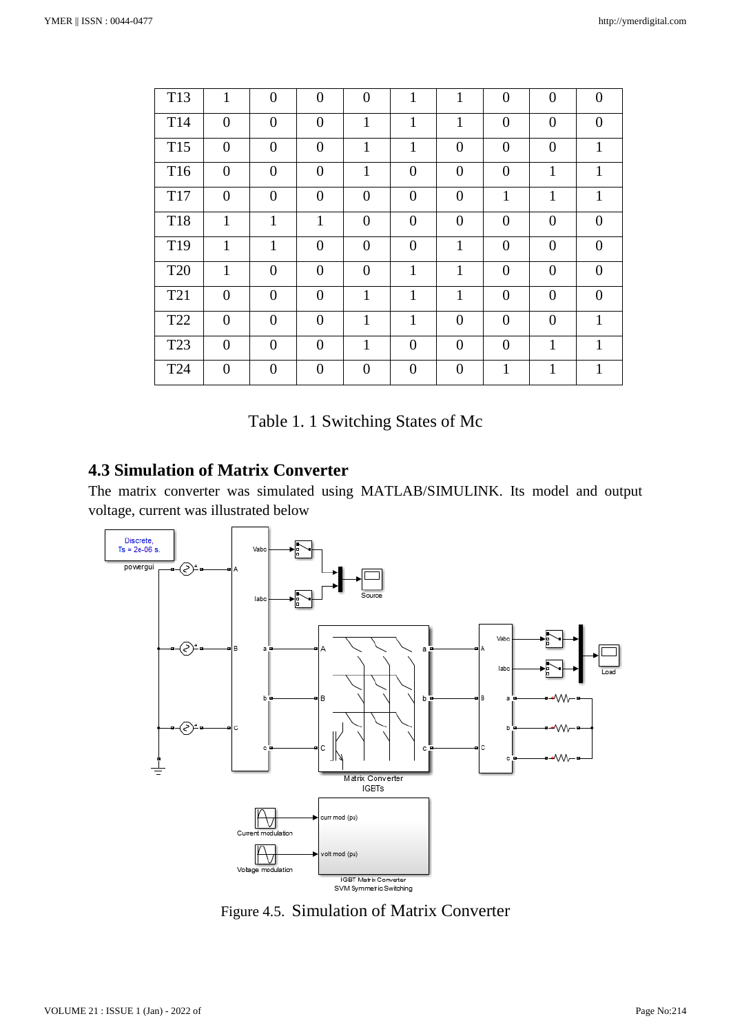| T13 | 1 | 0 | 0 | 0 | 1 | 1 | 0 | 0 | 0 |
|---|---|---|---|---|---|---|---|---|---|
| T14 | 0 | 0 | 0 | 1 | 1 | 1 | 0 | 0 | 0 |
| T15 | 0 | 0 | 0 | 1 | 1 | 0 | 0 | 0 | 1 |
| T16 | 0 | 0 | 0 | 1 | 0 | 0 | 0 | 1 | 1 |
| T17 | 0 | 0 | 0 | 0 | 0 | 0 | 1 | 1 | 1 |
| T18 | 1 | 1 | 1 | 0 | 0 | 0 | 0 | 0 | 0 |
| T19 | 1 | 1 | 0 | 0 | 0 | 1 | 0 | 0 | 0 |
| T20 | 1 | 0 | 0 | 0 | 1 | 1 | 0 | 0 | 0 |
| T21 | 0 | 0 | 0 | 1 | 1 | 1 | 0 | 0 | 0 |
| T22 | 0 | 0 | 0 | 1 | 1 | 0 | 0 | 0 | 1 |
| T23 | 0 | 0 | 0 | 1 | 0 | 0 | 0 | 1 | 1 |
| T24 | 0 | 0 | 0 | 0 | 0 | 0 | 1 | 1 | 1 |

Table 1. 1 Switching States of Mc

### 4.3 Simulation of Matrix Converter

The matrix converter was simulated using MATLAB/SIMULINK. Its model and output voltage, current was illustrated below

Figure 4.5. Simulation of Matrix Converter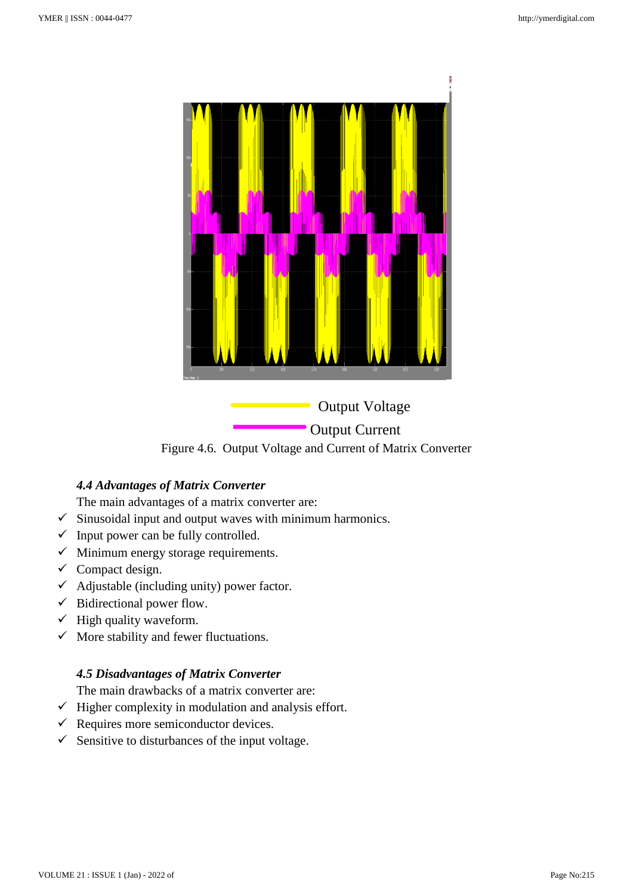Output Voltage

Output Current

Figure 4.6. Output Voltage and Current of Matrix Converter

### *4.4 Advantages of Matrix Converter*

The main advantages of a matrix converter are:

- ✓ Sinusoidal input and output waves with minimum harmonics.
- ✓ Input power can be fully controlled.
- ✓ Minimum energy storage requirements.
- ✓ Compact design.
- ✓ Adjustable (including unity) power factor.
- ✓ Bidirectional power flow.
- ✓ High quality waveform.
- ✓ More stability and fewer fluctuations.

### *4.5 Disadvantages of Matrix Converter*

The main drawbacks of a matrix converter are:

- ✓ Higher complexity in modulation and analysis effort.
- ✓ Requires more semiconductor devices.
- ✓ Sensitive to disturbances of the input voltage.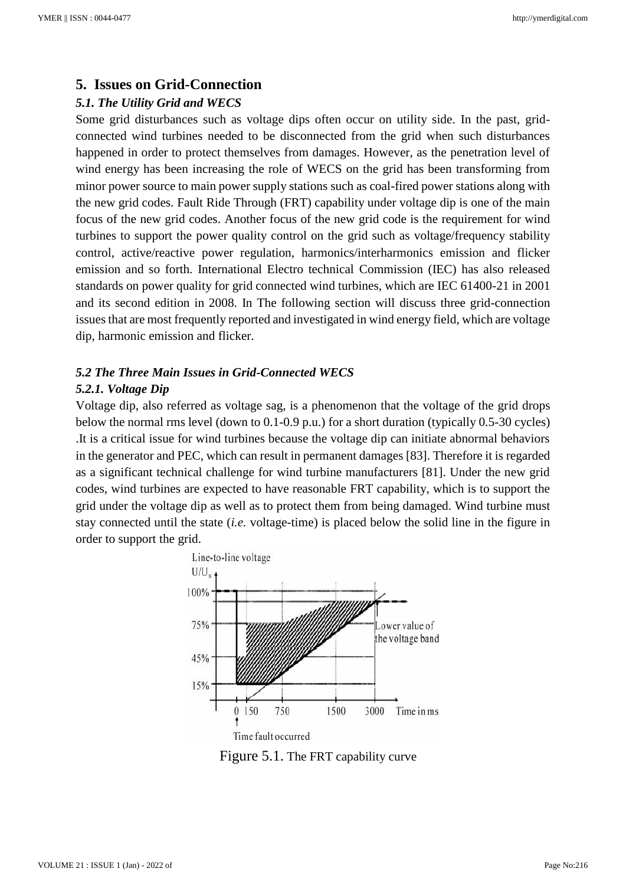## 5. Issues on Grid-Connection

### *5.1. The Utility Grid and WECS*

Some grid disturbances such as voltage dips often occur on utility side. In the past, grid-connected wind turbines needed to be disconnected from the grid when such disturbances happened in order to protect themselves from damages. However, as the penetration level of wind energy has been increasing the role of WECS on the grid has been transforming from minor power source to main power supply stations such as coal-fired power stations along with the new grid codes. Fault Ride Through (FRT) capability under voltage dip is one of the main focus of the new grid codes. Another focus of the new grid code is the requirement for wind turbines to support the power quality control on the grid such as voltage/frequency stability control, active/reactive power regulation, harmonics/interharmonics emission and flicker emission and so forth. International Electro technical Commission (IEC) has also released standards on power quality for grid connected wind turbines, which are IEC 61400-21 in 2001 and its second edition in 2008. In The following section will discuss three grid-connection issues that are most frequently reported and investigated in wind energy field, which are voltage dip, harmonic emission and flicker.

### *5.2 The Three Main Issues in Grid-Connected WECS*

#### *5.2.1. Voltage Dip*

Voltage dip, also referred as voltage sag, is a phenomenon that the voltage of the grid drops below the normal rms level (down to 0.1-0.9 p.u.) for a short duration (typically 0.5-30 cycles) .It is a critical issue for wind turbines because the voltage dip can initiate abnormal behaviors in the generator and PEC, which can result in permanent damages [83]. Therefore it is regarded as a significant technical challenge for wind turbine manufacturers [81]. Under the new grid codes, wind turbines are expected to have reasonable FRT capability, which is to support the grid under the voltage dip as well as to protect them from being damaged. Wind turbine must stay connected until the state (*i.e.* voltage-time) is placed below the solid line in the figure in order to support the grid.

Figure 5.1. The FRT capability curve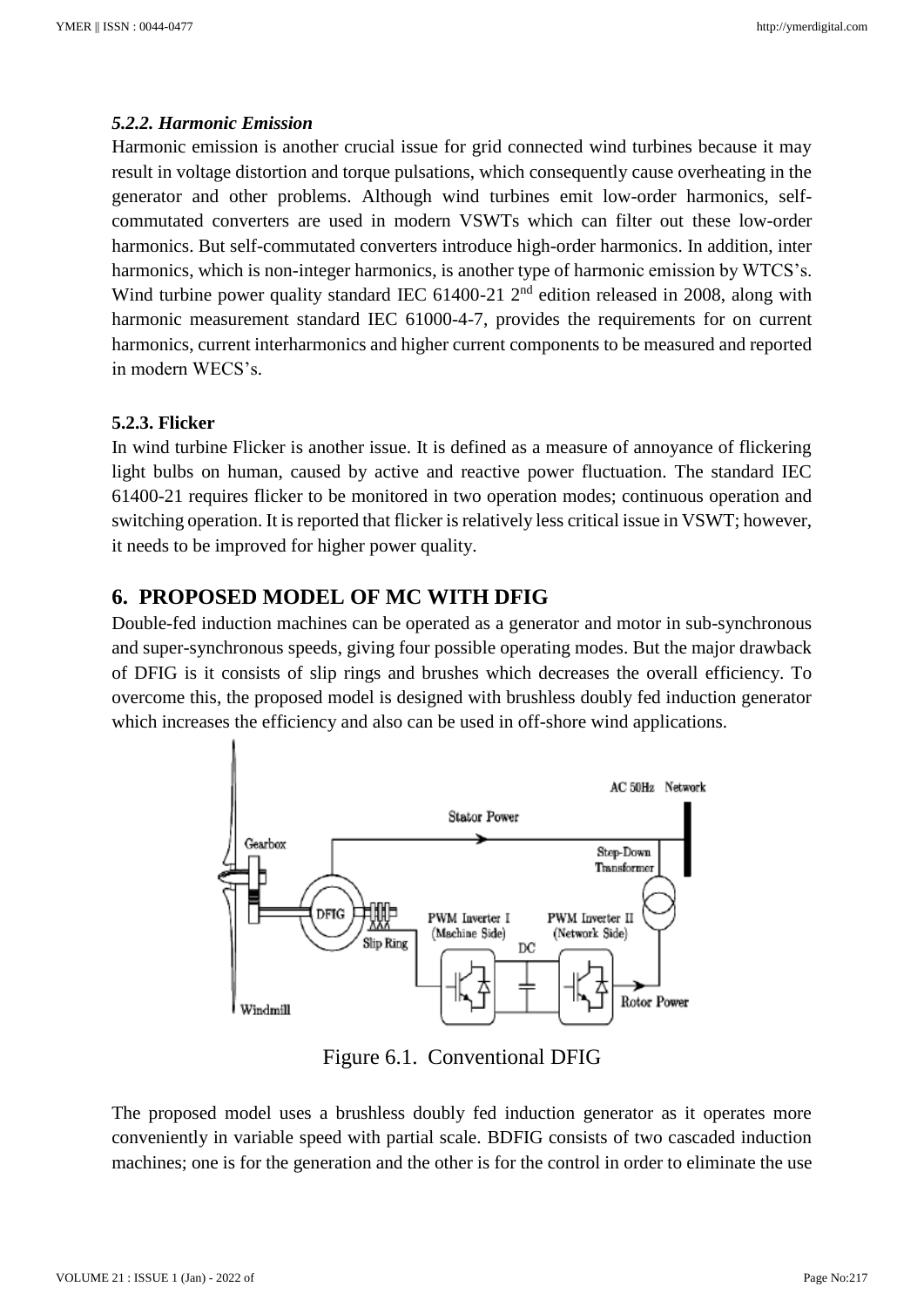#### *5.2.2. Harmonic Emission*

Harmonic emission is another crucial issue for grid connected wind turbines because it may result in voltage distortion and torque pulsations, which consequently cause overheating in the generator and other problems. Although wind turbines emit low-order harmonics, self-commutated converters are used in modern VSWTs which can filter out these low-order harmonics. But self-commutated converters introduce high-order harmonics. In addition, inter harmonics, which is non-integer harmonics, is another type of harmonic emission by WTCS's. Wind turbine power quality standard IEC 61400-21 2nd edition released in 2008, along with harmonic measurement standard IEC 61000-4-7, provides the requirements for on current harmonics, current interharmonics and higher current components to be measured and reported in modern WECS's.

#### 5.2.3. Flicker

In wind turbine Flicker is another issue. It is defined as a measure of annoyance of flickering light bulbs on human, caused by active and reactive power fluctuation. The standard IEC 61400-21 requires flicker to be monitored in two operation modes; continuous operation and switching operation. It is reported that flicker is relatively less critical issue in VSWT; however, it needs to be improved for higher power quality.

## 6. PROPOSED MODEL OF MC WITH DFIG

Double-fed induction machines can be operated as a generator and motor in sub-synchronous and super-synchronous speeds, giving four possible operating modes. But the major drawback of DFIG is it consists of slip rings and brushes which decreases the overall efficiency. To overcome this, the proposed model is designed with brushless doubly fed induction generator which increases the efficiency and also can be used in off-shore wind applications.

Figure 6.1. Conventional DFIG

The proposed model uses a brushless doubly fed induction generator as it operates more conveniently in variable speed with partial scale. BDFIG consists of two cascaded induction machines; one is for the generation and the other is for the control in order to eliminate the use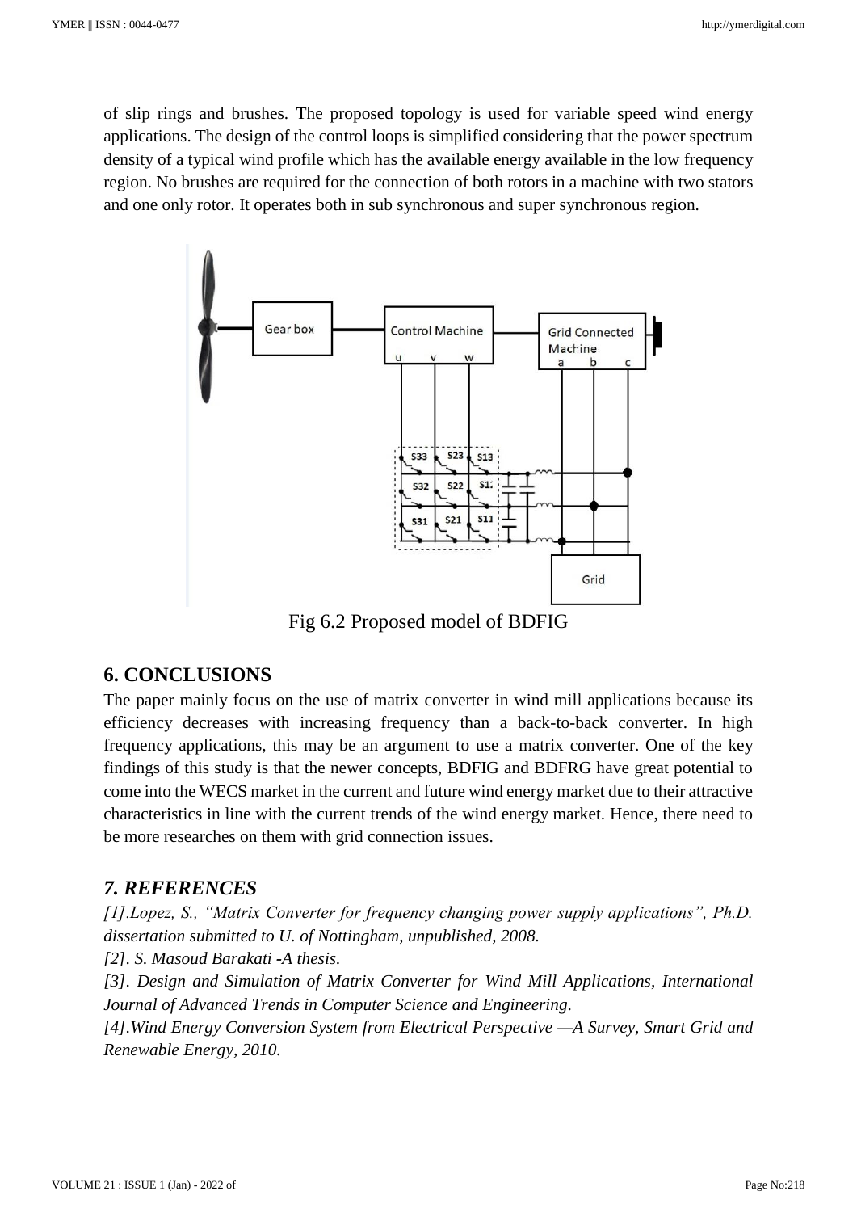of slip rings and brushes. The proposed topology is used for variable speed wind energy applications. The design of the control loops is simplified considering that the power spectrum density of a typical wind profile which has the available energy available in the low frequency region. No brushes are required for the connection of both rotors in a machine with two stators and one only rotor. It operates both in sub synchronous and super synchronous region.

Fig 6.2 Proposed model of BDFIG

## 6. CONCLUSIONS

The paper mainly focus on the use of matrix converter in wind mill applications because its efficiency decreases with increasing frequency than a back-to-back converter. In high frequency applications, this may be an argument to use a matrix converter. One of the key findings of this study is that the newer concepts, BDFIG and BDFRG have great potential to come into the WECS market in the current and future wind energy market due to their attractive characteristics in line with the current trends of the wind energy market. Hence, there need to be more researches on them with grid connection issues.

## *7. REFERENCES*

*[1].Lopez, S., "Matrix Converter for frequency changing power supply applications", Ph.D. dissertation submitted to U. of Nottingham, unpublished, 2008.*

*[2]. S. Masoud Barakati -A thesis.*

*[3]. Design and Simulation of Matrix Converter for Wind Mill Applications, International Journal of Advanced Trends in Computer Science and Engineering.*

*[4].Wind Energy Conversion System from Electrical Perspective —A Survey, Smart Grid and Renewable Energy, 2010.*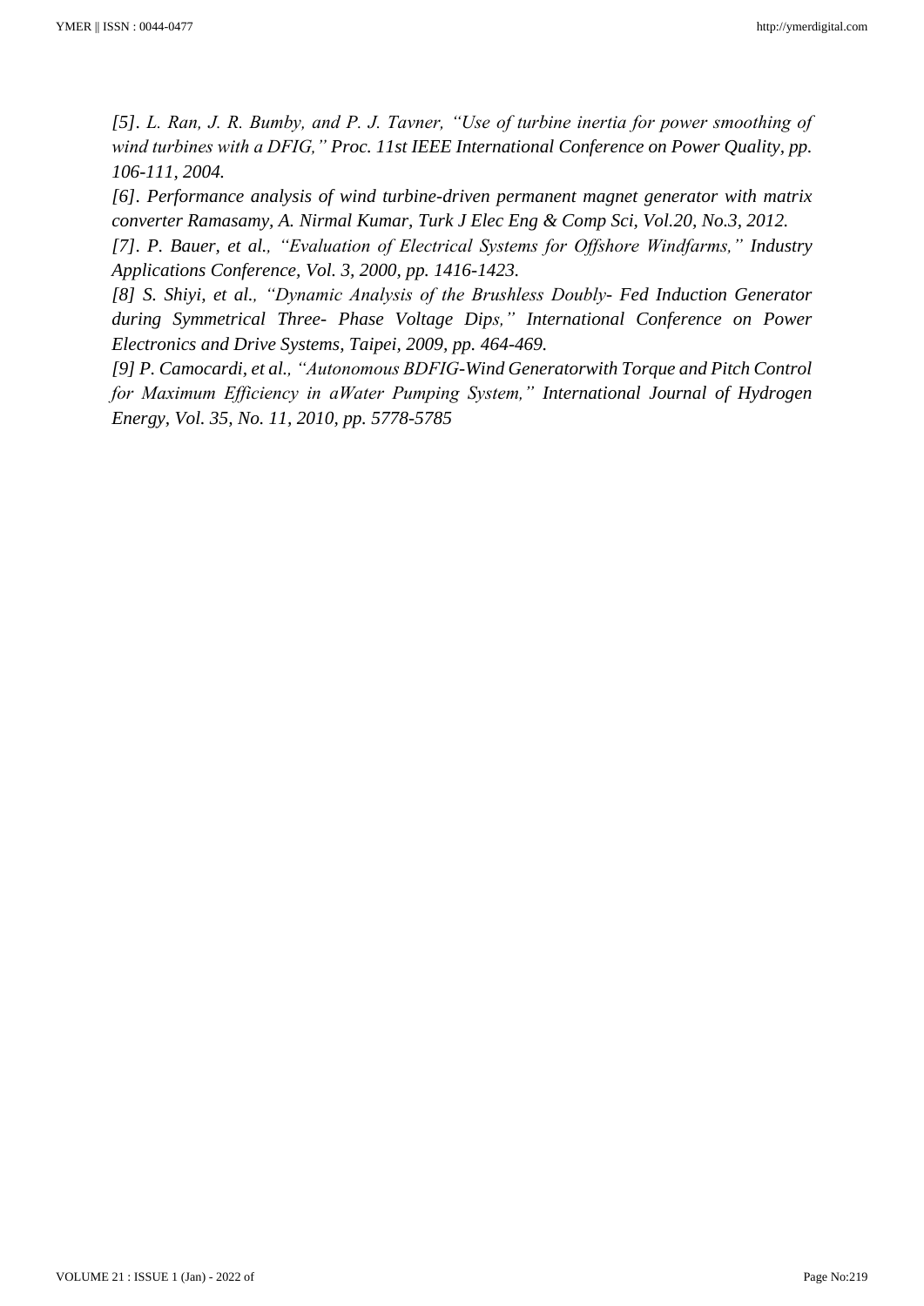*[5]. L. Ran, J. R. Bumby, and P. J. Tavner, "Use of turbine inertia for power smoothing of wind turbines with a DFIG," Proc. 11st IEEE International Conference on Power Quality, pp. 106-111, 2004.*

*[6]. Performance analysis of wind turbine-driven permanent magnet generator with matrix converter Ramasamy, A. Nirmal Kumar, Turk J Elec Eng & Comp Sci, Vol.20, No.3, 2012.*

*[7]. P. Bauer, et al., "Evaluation of Electrical Systems for Offshore Windfarms," Industry Applications Conference, Vol. 3, 2000, pp. 1416-1423.*

*[8] S. Shiyi, et al., "Dynamic Analysis of the Brushless Doubly- Fed Induction Generator during Symmetrical Three- Phase Voltage Dips," International Conference on Power Electronics and Drive Systems, Taipei, 2009, pp. 464-469.*

*[9] P. Camocardi, et al., "Autonomous BDFIG-Wind Generatorwith Torque and Pitch Control for Maximum Efficiency in aWater Pumping System," International Journal of Hydrogen Energy, Vol. 35, No. 11, 2010, pp. 5778-5785*